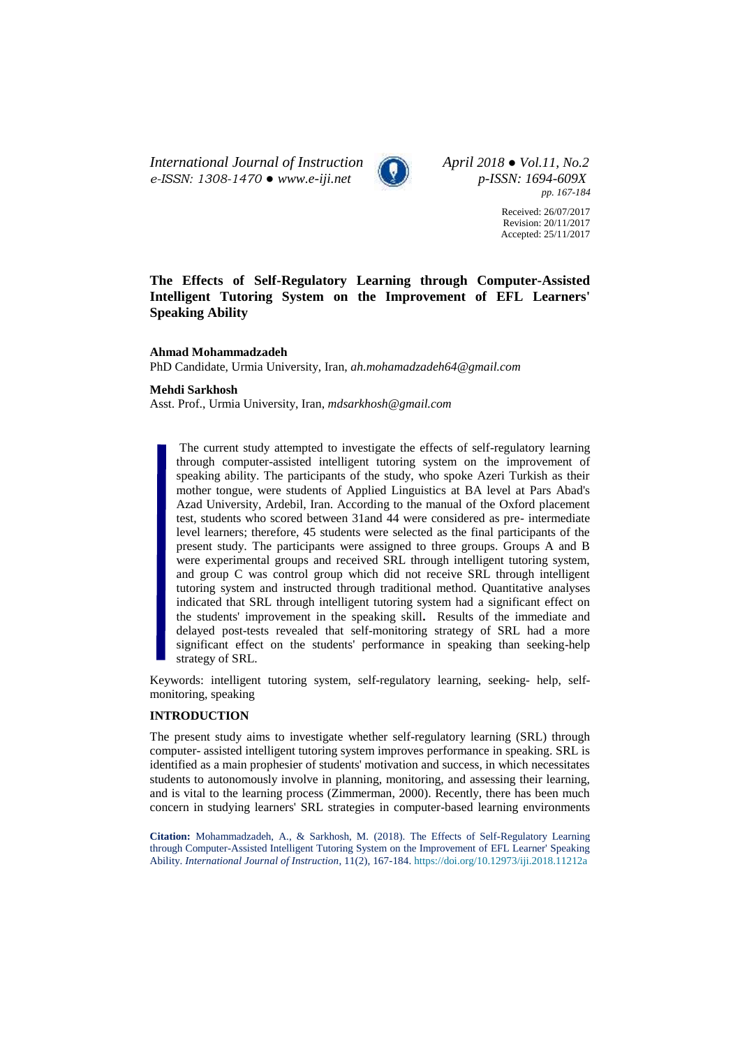# The Effects of Self-Regulatory Learning through Computer-Assisted Intelligent Tutoring System on the Improvement of EFL Learners' Speaking Ability

**Ahmad Mohammadzadeh**
PhD Candidate, Urmia University, Iran, *ah.mohamadzadeh64@gmail.com*

**Mehdi Sarkhosh**
Asst. Prof., Urmia University, Iran, *mdsarkhosh@gmail.com*

The current study attempted to investigate the effects of self-regulatory learning through computer-assisted intelligent tutoring system on the improvement of speaking ability. The participants of the study, who spoke Azeri Turkish as their mother tongue, were students of Applied Linguistics at BA level at Pars Abad's Azad University, Ardebil, Iran. According to the manual of the Oxford placement test, students who scored between 31and 44 were considered as pre- intermediate level learners; therefore, 45 students were selected as the final participants of the present study. The participants were assigned to three groups. Groups A and B were experimental groups and received SRL through intelligent tutoring system, and group C was control group which did not receive SRL through intelligent tutoring system and instructed through traditional method. Quantitative analyses indicated that SRL through intelligent tutoring system had a significant effect on the students' improvement in the speaking skill**.** Results of the immediate and delayed post-tests revealed that self-monitoring strategy of SRL had a more significant effect on the students' performance in speaking than seeking-help strategy of SRL.

Keywords: intelligent tutoring system, self-regulatory learning, seeking- help, self-monitoring, speaking

## INTRODUCTION

The present study aims to investigate whether self-regulatory learning (SRL) through computer- assisted intelligent tutoring system improves performance in speaking. SRL is identified as a main prophesier of students' motivation and success, in which necessitates students to autonomously involve in planning, monitoring, and assessing their learning, and is vital to the learning process (Zimmerman, 2000). Recently, there has been much concern in studying learners' SRL strategies in computer-based learning environments

**Citation:** Mohammadzadeh, A., & Sarkhosh, M. (2018). The Effects of Self-Regulatory Learning through Computer-Assisted Intelligent Tutoring System on the Improvement of EFL Learner' Speaking Ability. *International Journal of Instruction*, 11(2), 167-184. https://doi.org/10.12973/iji.2018.11212a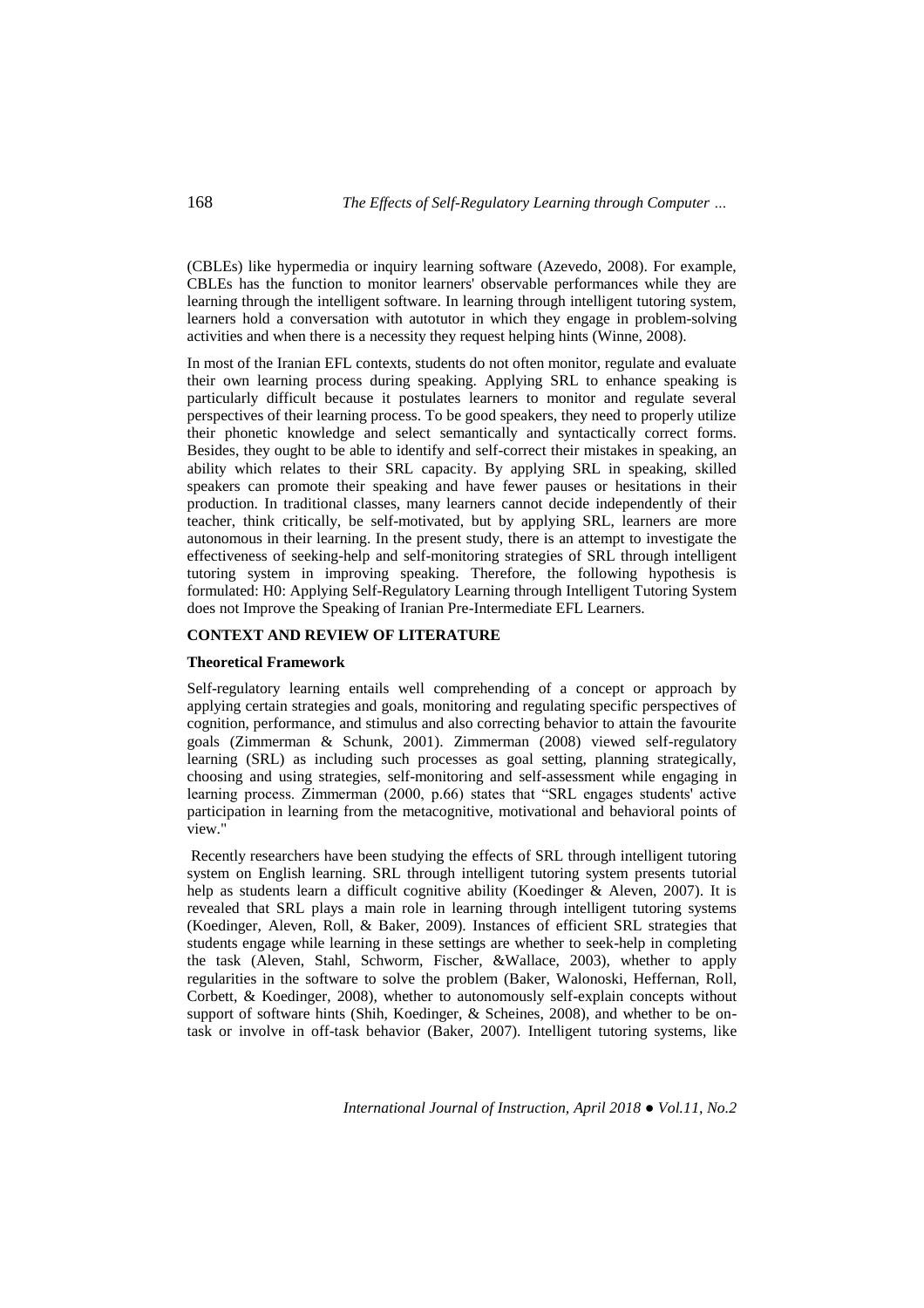(CBLEs) like hypermedia or inquiry learning software (Azevedo, 2008). For example, CBLEs has the function to monitor learners' observable performances while they are learning through the intelligent software. In learning through intelligent tutoring system, learners hold a conversation with autotutor in which they engage in problem-solving activities and when there is a necessity they request helping hints (Winne, 2008).

In most of the Iranian EFL contexts, students do not often monitor, regulate and evaluate their own learning process during speaking. Applying SRL to enhance speaking is particularly difficult because it postulates learners to monitor and regulate several perspectives of their learning process. To be good speakers, they need to properly utilize their phonetic knowledge and select semantically and syntactically correct forms. Besides, they ought to be able to identify and self-correct their mistakes in speaking, an ability which relates to their SRL capacity. By applying SRL in speaking, skilled speakers can promote their speaking and have fewer pauses or hesitations in their production. In traditional classes, many learners cannot decide independently of their teacher, think critically, be self-motivated, but by applying SRL, learners are more autonomous in their learning. In the present study, there is an attempt to investigate the effectiveness of seeking-help and self-monitoring strategies of SRL through intelligent tutoring system in improving speaking. Therefore, the following hypothesis is formulated: H0: Applying Self-Regulatory Learning through Intelligent Tutoring System does not Improve the Speaking of Iranian Pre-Intermediate EFL Learners.

## CONTEXT AND REVIEW OF LITERATURE

### Theoretical Framework

Self-regulatory learning entails well comprehending of a concept or approach by applying certain strategies and goals, monitoring and regulating specific perspectives of cognition, performance, and stimulus and also correcting behavior to attain the favourite goals (Zimmerman & Schunk, 2001). Zimmerman (2008) viewed self-regulatory learning (SRL) as including such processes as goal setting, planning strategically, choosing and using strategies, self-monitoring and self-assessment while engaging in learning process. Zimmerman (2000, p.66) states that "SRL engages students' active participation in learning from the metacognitive, motivational and behavioral points of view."

Recently researchers have been studying the effects of SRL through intelligent tutoring system on English learning. SRL through intelligent tutoring system presents tutorial help as students learn a difficult cognitive ability (Koedinger & Aleven, 2007). It is revealed that SRL plays a main role in learning through intelligent tutoring systems (Koedinger, Aleven, Roll, & Baker, 2009). Instances of efficient SRL strategies that students engage while learning in these settings are whether to seek-help in completing the task (Aleven, Stahl, Schworm, Fischer, &Wallace, 2003), whether to apply regularities in the software to solve the problem (Baker, Walonoski, Heffernan, Roll, Corbett, & Koedinger, 2008), whether to autonomously self-explain concepts without support of software hints (Shih, Koedinger, & Scheines, 2008), and whether to be on-task or involve in off-task behavior (Baker, 2007). Intelligent tutoring systems, like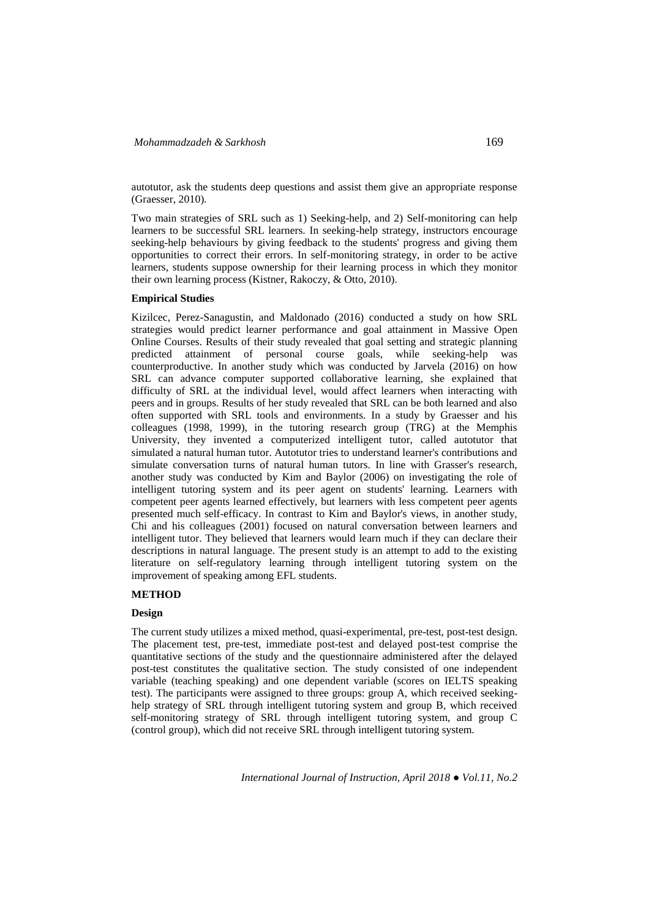autotutor, ask the students deep questions and assist them give an appropriate response (Graesser, 2010).

Two main strategies of SRL such as 1) Seeking-help, and 2) Self-monitoring can help learners to be successful SRL learners. In seeking-help strategy, instructors encourage seeking-help behaviours by giving feedback to the students' progress and giving them opportunities to correct their errors. In self-monitoring strategy, in order to be active learners, students suppose ownership for their learning process in which they monitor their own learning process (Kistner, Rakoczy, & Otto, 2010).

### Empirical Studies

Kizilcec, Perez-Sanagustin, and Maldonado (2016) conducted a study on how SRL strategies would predict learner performance and goal attainment in Massive Open Online Courses. Results of their study revealed that goal setting and strategic planning predicted attainment of personal course goals, while seeking-help was counterproductive. In another study which was conducted by Jarvela (2016) on how SRL can advance computer supported collaborative learning, she explained that difficulty of SRL at the individual level, would affect learners when interacting with peers and in groups. Results of her study revealed that SRL can be both learned and also often supported with SRL tools and environments. In a study by Graesser and his colleagues (1998, 1999), in the tutoring research group (TRG) at the Memphis University, they invented a computerized intelligent tutor, called autotutor that simulated a natural human tutor. Autotutor tries to understand learner's contributions and simulate conversation turns of natural human tutors. In line with Grasser's research, another study was conducted by Kim and Baylor (2006) on investigating the role of intelligent tutoring system and its peer agent on students' learning. Learners with competent peer agents learned effectively, but learners with less competent peer agents presented much self-efficacy. In contrast to Kim and Baylor's views, in another study, Chi and his colleagues (2001) focused on natural conversation between learners and intelligent tutor. They believed that learners would learn much if they can declare their descriptions in natural language. The present study is an attempt to add to the existing literature on self-regulatory learning through intelligent tutoring system on the improvement of speaking among EFL students.

## METHOD

### Design

The current study utilizes a mixed method, quasi-experimental, pre-test, post-test design. The placement test, pre-test, immediate post-test and delayed post-test comprise the quantitative sections of the study and the questionnaire administered after the delayed post-test constitutes the qualitative section. The study consisted of one independent variable (teaching speaking) and one dependent variable (scores on IELTS speaking test). The participants were assigned to three groups: group A, which received seeking-help strategy of SRL through intelligent tutoring system and group B, which received self-monitoring strategy of SRL through intelligent tutoring system, and group C (control group), which did not receive SRL through intelligent tutoring system.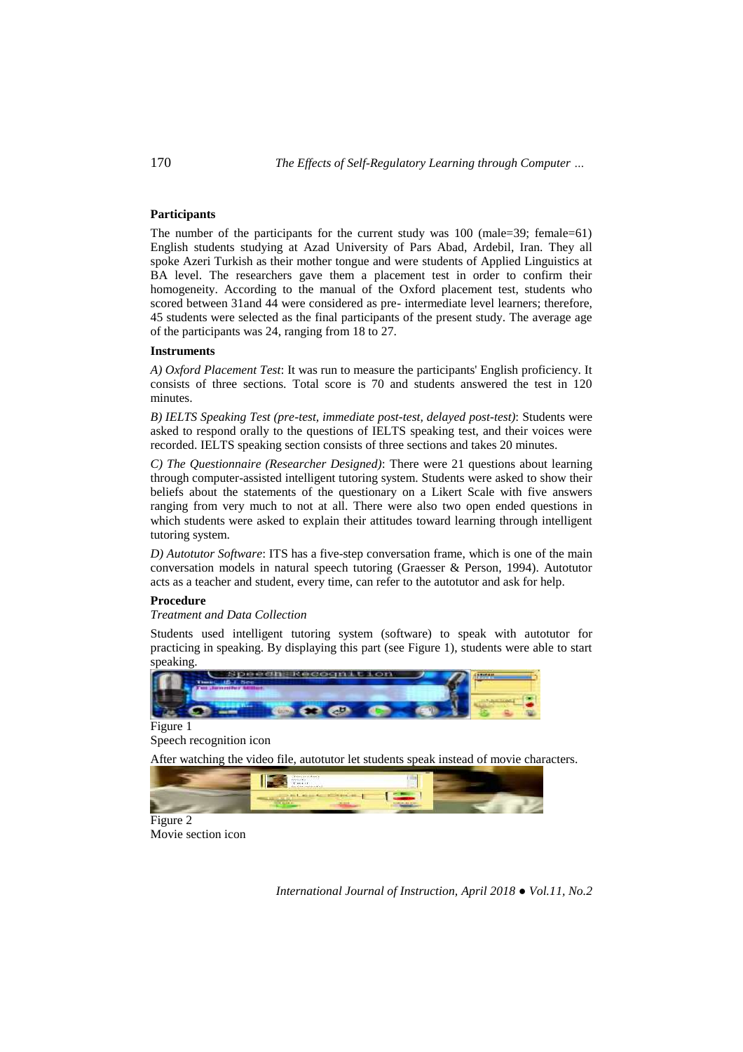## Participants

The number of the participants for the current study was 100 (male=39; female=61) English students studying at Azad University of Pars Abad, Ardebil, Iran. They all spoke Azeri Turkish as their mother tongue and were students of Applied Linguistics at BA level. The researchers gave them a placement test in order to confirm their homogeneity. According to the manual of the Oxford placement test, students who scored between 31and 44 were considered as pre- intermediate level learners; therefore, 45 students were selected as the final participants of the present study. The average age of the participants was 24, ranging from 18 to 27.

## Instruments

*A) Oxford Placement Test*: It was run to measure the participants' English proficiency. It consists of three sections. Total score is 70 and students answered the test in 120 minutes.

*B) IELTS Speaking Test (pre-test, immediate post-test, delayed post-test)*: Students were asked to respond orally to the questions of IELTS speaking test, and their voices were recorded. IELTS speaking section consists of three sections and takes 20 minutes.

*C) The Questionnaire (Researcher Designed)*: There were 21 questions about learning through computer-assisted intelligent tutoring system. Students were asked to show their beliefs about the statements of the questionary on a Likert Scale with five answers ranging from very much to not at all. There were also two open ended questions in which students were asked to explain their attitudes toward learning through intelligent tutoring system.

*D) Autotutor Software*: ITS has a five-step conversation frame, which is one of the main conversation models in natural speech tutoring (Graesser & Person, 1994). Autotutor acts as a teacher and student, every time, can refer to the autotutor and ask for help.

## Procedure

*Treatment and Data Collection*

Students used intelligent tutoring system (software) to speak with autotutor for practicing in speaking. By displaying this part (see Figure 1), students were able to start speaking.

Figure 1
Speech recognition icon

After watching the video file, autotutor let students speak instead of movie characters.

Figure 2
Movie section icon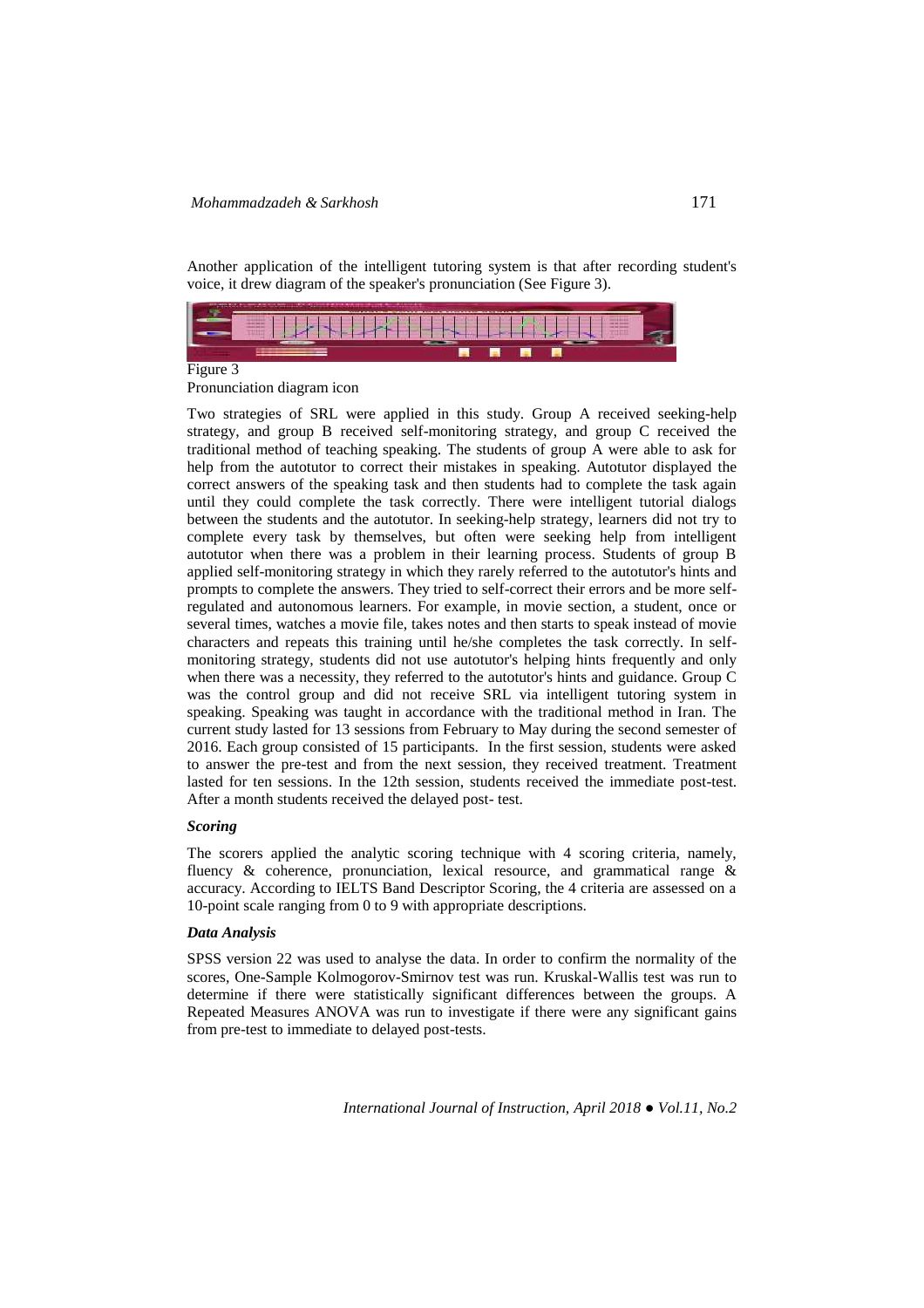Another application of the intelligent tutoring system is that after recording student's voice, it drew diagram of the speaker's pronunciation (See Figure 3).

Figure 3
Pronunciation diagram icon

Two strategies of SRL were applied in this study. Group A received seeking-help strategy, and group B received self-monitoring strategy, and group C received the traditional method of teaching speaking. The students of group A were able to ask for help from the autotutor to correct their mistakes in speaking. Autotutor displayed the correct answers of the speaking task and then students had to complete the task again until they could complete the task correctly. There were intelligent tutorial dialogs between the students and the autotutor. In seeking-help strategy, learners did not try to complete every task by themselves, but often were seeking help from intelligent autotutor when there was a problem in their learning process. Students of group B applied self-monitoring strategy in which they rarely referred to the autotutor's hints and prompts to complete the answers. They tried to self-correct their errors and be more self-regulated and autonomous learners. For example, in movie section, a student, once or several times, watches a movie file, takes notes and then starts to speak instead of movie characters and repeats this training until he/she completes the task correctly. In self-monitoring strategy, students did not use autotutor's helping hints frequently and only when there was a necessity, they referred to the autotutor's hints and guidance. Group C was the control group and did not receive SRL via intelligent tutoring system in speaking. Speaking was taught in accordance with the traditional method in Iran. The current study lasted for 13 sessions from February to May during the second semester of 2016. Each group consisted of 15 participants. In the first session, students were asked to answer the pre-test and from the next session, they received treatment. Treatment lasted for ten sessions. In the 12th session, students received the immediate post-test. After a month students received the delayed post- test.

### *Scoring*

The scorers applied the analytic scoring technique with 4 scoring criteria, namely, fluency & coherence, pronunciation, lexical resource, and grammatical range & accuracy. According to IELTS Band Descriptor Scoring, the 4 criteria are assessed on a 10-point scale ranging from 0 to 9 with appropriate descriptions.

### *Data Analysis*

SPSS version 22 was used to analyse the data. In order to confirm the normality of the scores, One-Sample Kolmogorov-Smirnov test was run. Kruskal-Wallis test was run to determine if there were statistically significant differences between the groups. A Repeated Measures ANOVA was run to investigate if there were any significant gains from pre-test to immediate to delayed post-tests.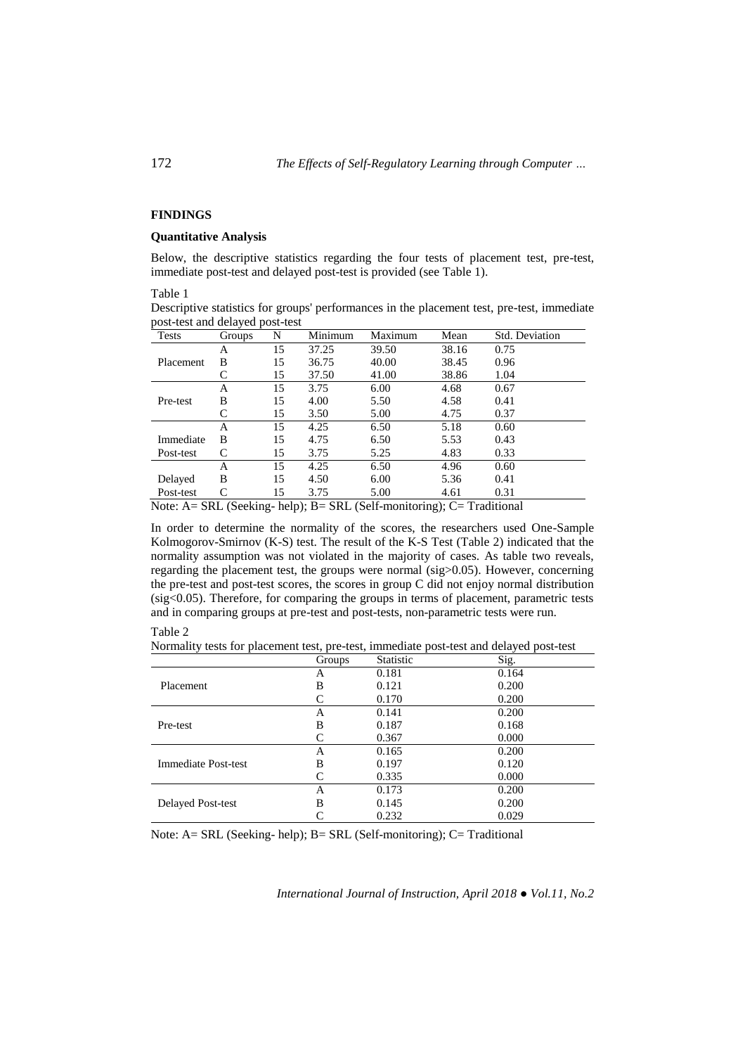## FINDINGS

### Quantitative Analysis

Below, the descriptive statistics regarding the four tests of placement test, pre-test, immediate post-test and delayed post-test is provided (see Table 1).

Table 1

Descriptive statistics for groups' performances in the placement test, pre-test, immediate post-test and delayed post-test

| Tests | Groups | N | Minimum | Maximum | Mean | Std. Deviation |
|---|---|---|---|---|---|---|
| | A | 15 | 37.25 | 39.50 | 38.16 | 0.75 |
| Placement | B | 15 | 36.75 | 40.00 | 38.45 | 0.96 |
| | C | 15 | 37.50 | 41.00 | 38.86 | 1.04 |
| | A | 15 | 3.75 | 6.00 | 4.68 | 0.67 |
| Pre-test | B | 15 | 4.00 | 5.50 | 4.58 | 0.41 |
| | C | 15 | 3.50 | 5.00 | 4.75 | 0.37 |
| | A | 15 | 4.25 | 6.50 | 5.18 | 0.60 |
| Immediate | B | 15 | 4.75 | 6.50 | 5.53 | 0.43 |
| Post-test | C | 15 | 3.75 | 5.25 | 4.83 | 0.33 |
| | A | 15 | 4.25 | 6.50 | 4.96 | 0.60 |
| Delayed | B | 15 | 4.50 | 6.00 | 5.36 | 0.41 |
| Post-test | C | 15 | 3.75 | 5.00 | 4.61 | 0.31 |

Note: A= SRL (Seeking- help); B= SRL (Self-monitoring); C= Traditional

In order to determine the normality of the scores, the researchers used One-Sample Kolmogorov-Smirnov (K-S) test. The result of the K-S Test (Table 2) indicated that the normality assumption was not violated in the majority of cases. As table two reveals, regarding the placement test, the groups were normal (sig>0.05). However, concerning the pre-test and post-test scores, the scores in group C did not enjoy normal distribution (sig<0.05). Therefore, for comparing the groups in terms of placement, parametric tests and in comparing groups at pre-test and post-tests, non-parametric tests were run.

Table 2

Normality tests for placement test, pre-test, immediate post-test and delayed post-test

| | Groups | Statistic | Sig. |
|---|---|---|---|
| | A | 0.181 | 0.164 |
| Placement | B | 0.121 | 0.200 |
| | C | 0.170 | 0.200 |
| | A | 0.141 | 0.200 |
| Pre-test | B | 0.187 | 0.168 |
| | C | 0.367 | 0.000 |
| | A | 0.165 | 0.200 |
| Immediate Post-test | B | 0.197 | 0.120 |
| | C | 0.335 | 0.000 |
| | A | 0.173 | 0.200 |
| Delayed Post-test | B | 0.145 | 0.200 |
| | C | 0.232 | 0.029 |

Note: A= SRL (Seeking- help); B= SRL (Self-monitoring); C= Traditional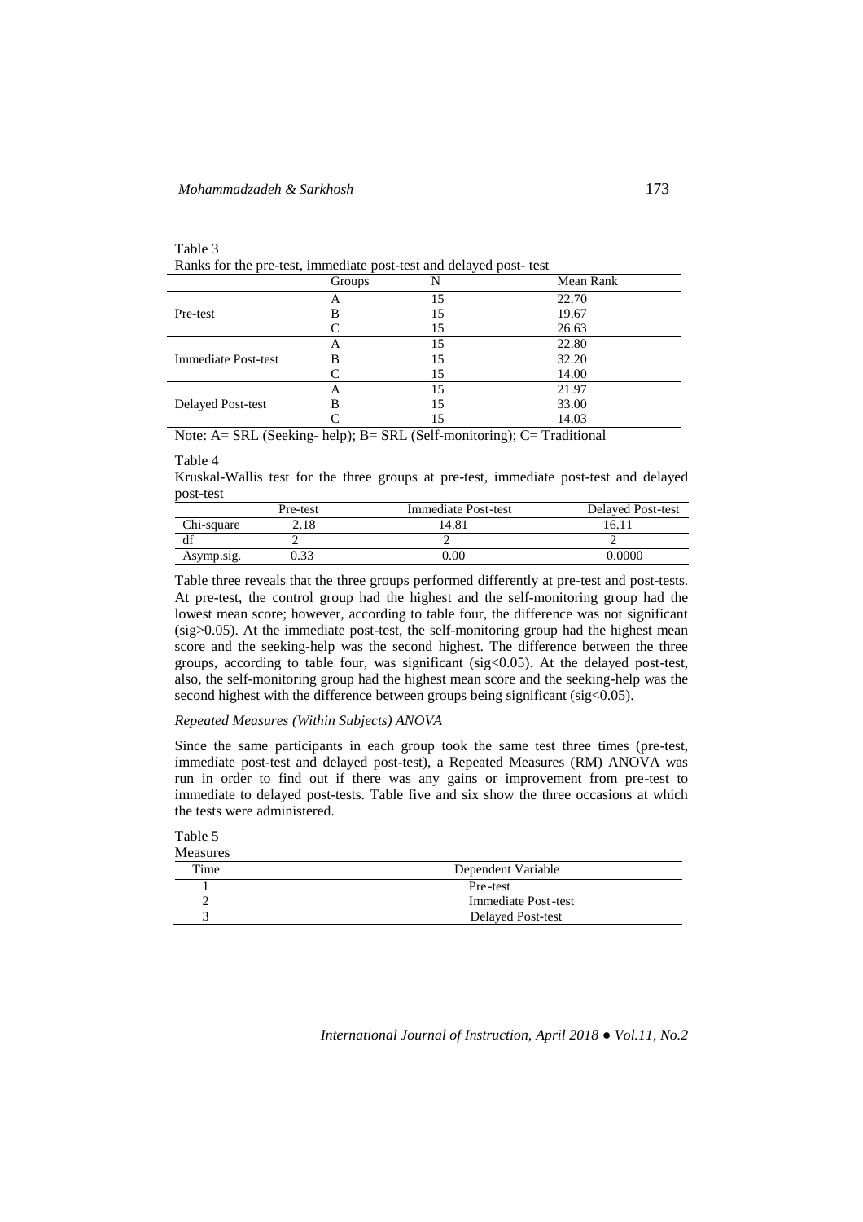Table 3

Ranks for the pre-test, immediate post-test and delayed post- test

| | Groups | N | Mean Rank |
|---|---|---|---|
| Pre-test | A | 15 | 22.70 |
| | B | 15 | 19.67 |
| | C | 15 | 26.63 |
| Immediate Post-test | A | 15 | 22.80 |
| | B | 15 | 32.20 |
| | C | 15 | 14.00 |
| Delayed Post-test | A | 15 | 21.97 |
| | B | 15 | 33.00 |
| | C | 15 | 14.03 |

Note: A= SRL (Seeking- help); B= SRL (Self-monitoring); C= Traditional

Table 4

Kruskal-Wallis test for the three groups at pre-test, immediate post-test and delayed post-test

| | Pre-test | Immediate Post-test | Delayed Post-test |
|---|---|---|---|
| Chi-square | 2.18 | 14.81 | 16.11 |
| df | 2 | 2 | 2 |
| Asymp.sig. | 0.33 | 0.00 | 0.0000 |

Table three reveals that the three groups performed differently at pre-test and post-tests. At pre-test, the control group had the highest and the self-monitoring group had the lowest mean score; however, according to table four, the difference was not significant (sig>0.05). At the immediate post-test, the self-monitoring group had the highest mean score and the seeking-help was the second highest. The difference between the three groups, according to table four, was significant (sig<0.05). At the delayed post-test, also, the self-monitoring group had the highest mean score and the seeking-help was the second highest with the difference between groups being significant (sig<0.05).

*Repeated Measures (Within Subjects) ANOVA*

Since the same participants in each group took the same test three times (pre-test, immediate post-test and delayed post-test), a Repeated Measures (RM) ANOVA was run in order to find out if there was any gains or improvement from pre-test to immediate to delayed post-tests. Table five and six show the three occasions at which the tests were administered.

Table 5

Measures

| Time | Dependent Variable |
|---|---|
| 1 | Pre-test |
| 2 | Immediate Post-test |
| 3 | Delayed Post-test |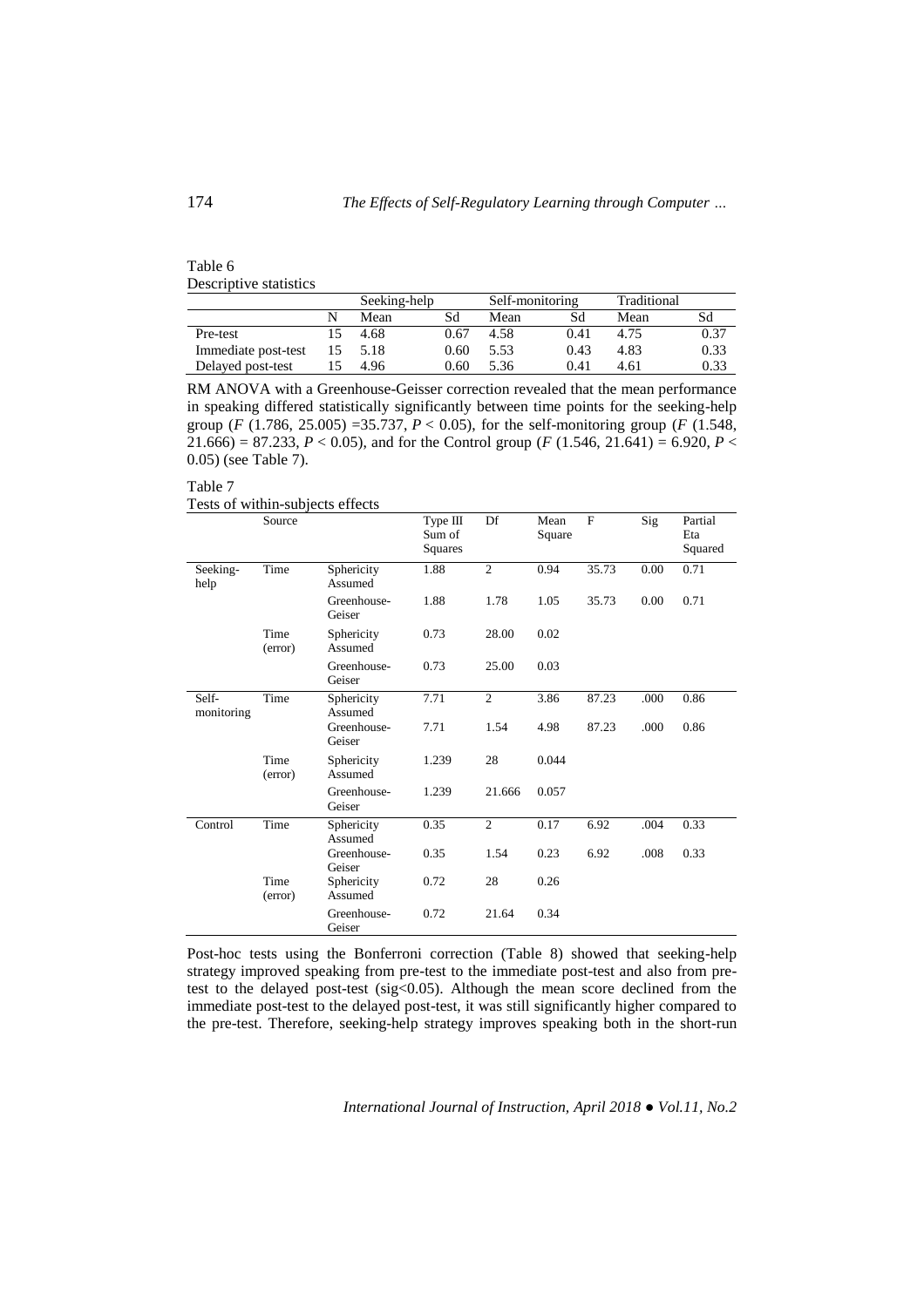Table 6
Descriptive statistics

| | | Seeking-help | | Self-monitoring | | Traditional | |
|---|---|---|---|---|---|---|---|
| | N | Mean | Sd | Mean | Sd | Mean | Sd |
| Pre-test | 15 | 4.68 | 0.67 | 4.58 | 0.41 | 4.75 | 0.37 |
| Immediate post-test | 15 | 5.18 | 0.60 | 5.53 | 0.43 | 4.83 | 0.33 |
| Delayed post-test | 15 | 4.96 | 0.60 | 5.36 | 0.41 | 4.61 | 0.33 |

RM ANOVA with a Greenhouse-Geisser correction revealed that the mean performance in speaking differed statistically significantly between time points for the seeking-help group ($F$ (1.786, 25.005) =35.737, $P < 0.05$), for the self-monitoring group ($F$ (1.548, 21.666) = 87.233, $P < 0.05$), and for the Control group ($F$ (1.546, 21.641) = 6.920, $P < 0.05$) (see Table 7).

Table 7
Tests of within-subjects effects

| | Source | | Type III Sum of Squares | Df | Mean Square | F | Sig | Partial Eta Squared |
|---|---|---|---|---|---|---|---|---|
| Seeking-help | Time | Sphericity Assumed | 1.88 | 2 | 0.94 | 35.73 | 0.00 | 0.71 |
| | | Greenhouse-Geiser | 1.88 | 1.78 | 1.05 | 35.73 | 0.00 | 0.71 |
| | Time (error) | Sphericity Assumed | 0.73 | 28.00 | 0.02 | | | |
| | | Greenhouse-Geiser | 0.73 | 25.00 | 0.03 | | | |
| Self-monitoring | Time | Sphericity Assumed | 7.71 | 2 | 3.86 | 87.23 | .000 | 0.86 |
| | | Greenhouse-Geiser | 7.71 | 1.54 | 4.98 | 87.23 | .000 | 0.86 |
| | Time (error) | Sphericity Assumed | 1.239 | 28 | 0.044 | | | |
| | | Greenhouse-Geiser | 1.239 | 21.666 | 0.057 | | | |
| Control | Time | Sphericity Assumed | 0.35 | 2 | 0.17 | 6.92 | .004 | 0.33 |
| | | Greenhouse-Geiser | 0.35 | 1.54 | 0.23 | 6.92 | .008 | 0.33 |
| | Time (error) | Sphericity Assumed | 0.72 | 28 | 0.26 | | | |
| | | Greenhouse-Geiser | 0.72 | 21.64 | 0.34 | | | |

Post-hoc tests using the Bonferroni correction (Table 8) showed that seeking-help strategy improved speaking from pre-test to the immediate post-test and also from pre-test to the delayed post-test (sig<0.05). Although the mean score declined from the immediate post-test to the delayed post-test, it was still significantly higher compared to the pre-test. Therefore, seeking-help strategy improves speaking both in the short-run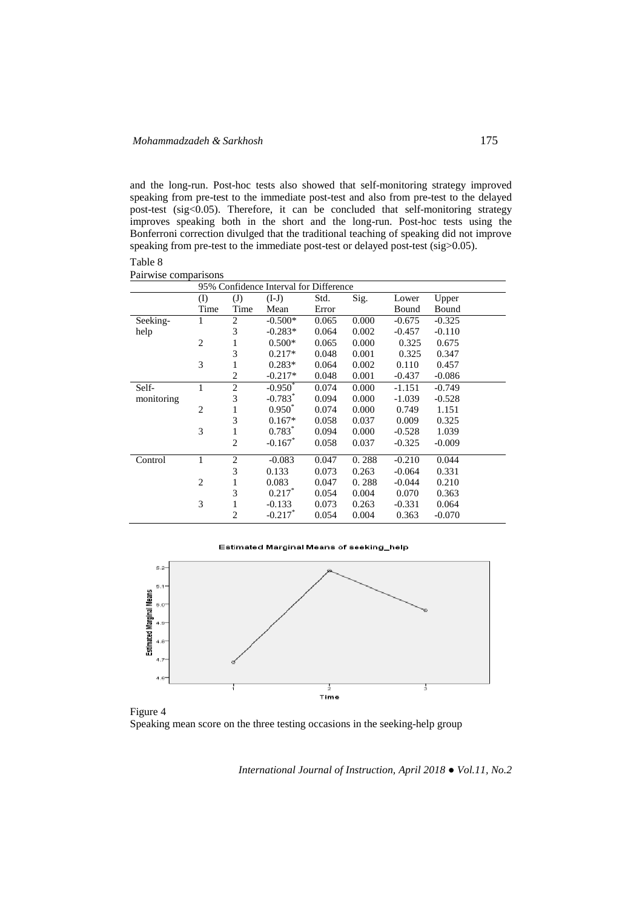and the long-run. Post-hoc tests also showed that self-monitoring strategy improved speaking from pre-test to the immediate post-test and also from pre-test to the delayed post-test (sig<0.05). Therefore, it can be concluded that self-monitoring strategy improves speaking both in the short and the long-run. Post-hoc tests using the Bonferroni correction divulged that the traditional teaching of speaking did not improve speaking from pre-test to the immediate post-test or delayed post-test (sig>0.05).

Table 8
Pairwise comparisons

| | 95% Confidence Interval for Difference | | | | | | |
|---|---|---|---|---|---|---|---|
| | (I) Time | (J) Time | (I-J) Mean | Std. Error | Sig. | Lower Bound | Upper Bound |
| Seeking-help | 1 | 2 | -0.500* | 0.065 | 0.000 | -0.675 | -0.325 |
| | | 3 | -0.283* | 0.064 | 0.002 | -0.457 | -0.110 |
| | 2 | 1 | 0.500* | 0.065 | 0.000 | 0.325 | 0.675 |
| | | 3 | 0.217* | 0.048 | 0.001 | 0.325 | 0.347 |
| | 3 | 1 | 0.283* | 0.064 | 0.002 | 0.110 | 0.457 |
| | | 2 | -0.217* | 0.048 | 0.001 | -0.437 | -0.086 |
| Self-monitoring | 1 | 2 | -0.950* | 0.074 | 0.000 | -1.151 | -0.749 |
| | | 3 | -0.783* | 0.094 | 0.000 | -1.039 | -0.528 |
| | 2 | 1 | 0.950* | 0.074 | 0.000 | 0.749 | 1.151 |
| | | 3 | 0.167* | 0.058 | 0.037 | 0.009 | 0.325 |
| | 3 | 1 | 0.783* | 0.094 | 0.000 | -0.528 | 1.039 |
| | | 2 | -0.167* | 0.058 | 0.037 | -0.325 | -0.009 |
| Control | 1 | 2 | -0.083 | 0.047 | 0. 288 | -0.210 | 0.044 |
| | | 3 | 0.133 | 0.073 | 0.263 | -0.064 | 0.331 |
| | 2 | 1 | 0.083 | 0.047 | 0. 288 | -0.044 | 0.210 |
| | | 3 | 0.217* | 0.054 | 0.004 | 0.070 | 0.363 |
| | 3 | 1 | -0.133 | 0.073 | 0.263 | -0.331 | 0.064 |
| | | 2 | -0.217* | 0.054 | 0.004 | 0.363 | -0.070 |

Figure 4
Speaking mean score on the three testing occasions in the seeking-help group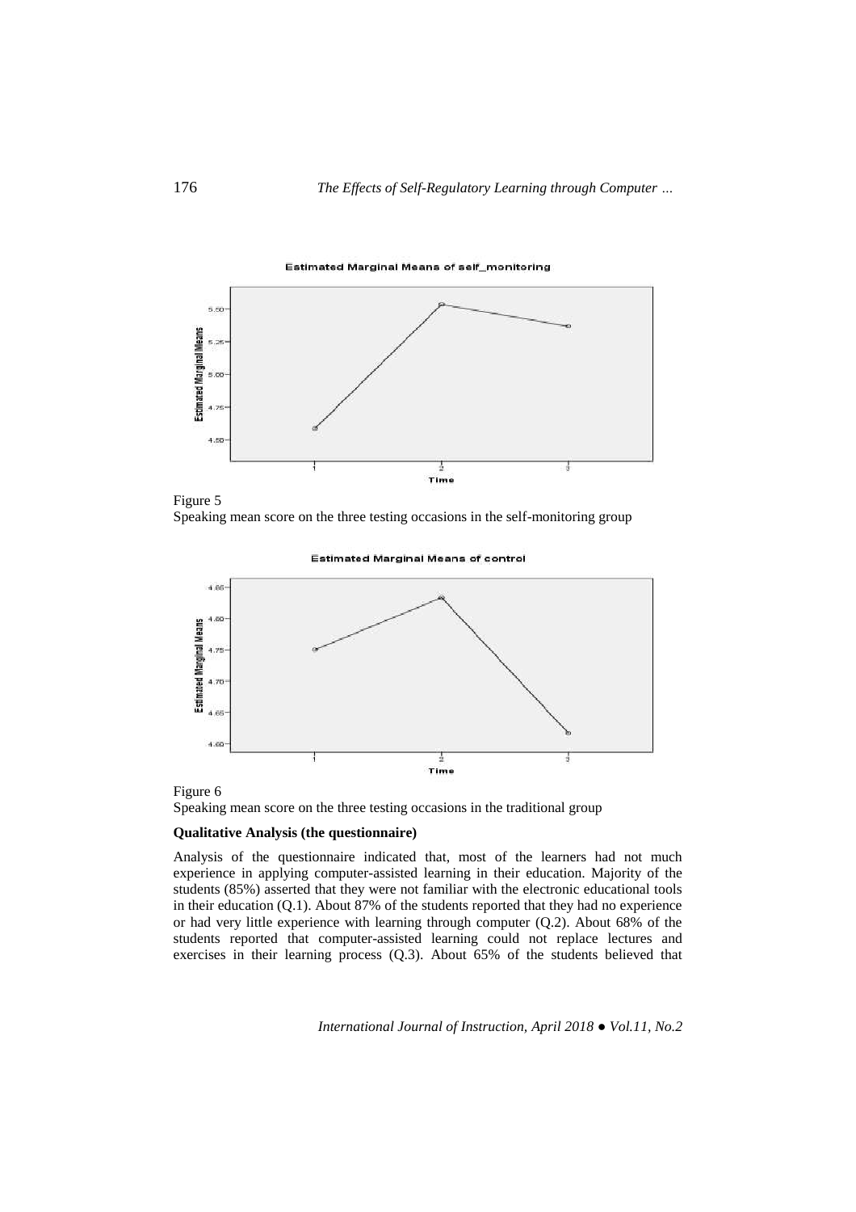Figure 5
Speaking mean score on the three testing occasions in the self-monitoring group

Figure 6
Speaking mean score on the three testing occasions in the traditional group

**Qualitative Analysis (the questionnaire)**

Analysis of the questionnaire indicated that, most of the learners had not much experience in applying computer-assisted learning in their education. Majority of the students (85%) asserted that they were not familiar with the electronic educational tools in their education (Q.1). About 87% of the students reported that they had no experience or had very little experience with learning through computer (Q.2). About 68% of the students reported that computer-assisted learning could not replace lectures and exercises in their learning process (Q.3). About 65% of the students believed that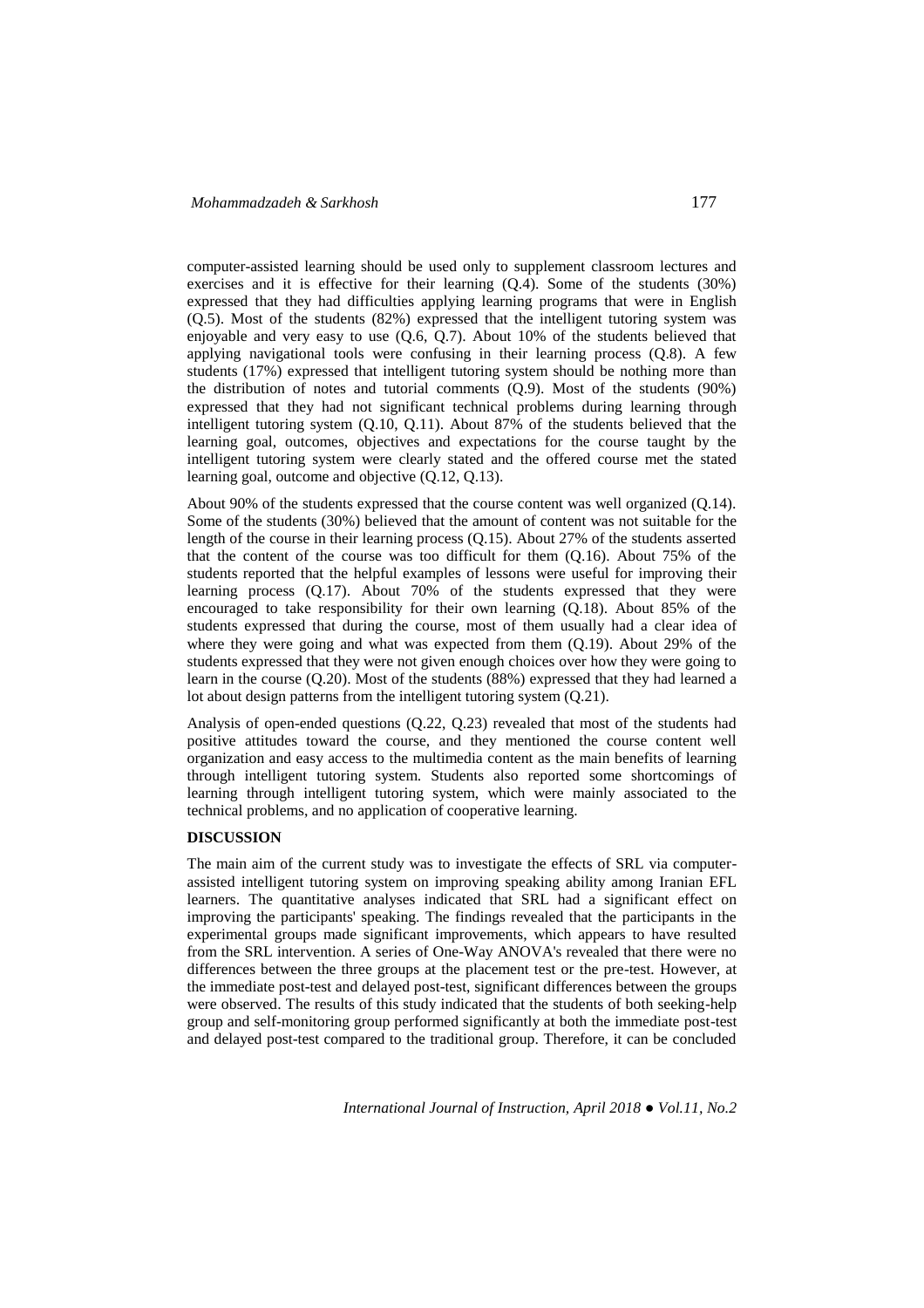computer-assisted learning should be used only to supplement classroom lectures and exercises and it is effective for their learning (Q.4). Some of the students (30%) expressed that they had difficulties applying learning programs that were in English (Q.5). Most of the students (82%) expressed that the intelligent tutoring system was enjoyable and very easy to use (Q.6, Q.7). About 10% of the students believed that applying navigational tools were confusing in their learning process (Q.8). A few students (17%) expressed that intelligent tutoring system should be nothing more than the distribution of notes and tutorial comments (Q.9). Most of the students (90%) expressed that they had not significant technical problems during learning through intelligent tutoring system (Q.10, Q.11). About 87% of the students believed that the learning goal, outcomes, objectives and expectations for the course taught by the intelligent tutoring system were clearly stated and the offered course met the stated learning goal, outcome and objective (Q.12, Q.13).

About 90% of the students expressed that the course content was well organized (Q.14). Some of the students (30%) believed that the amount of content was not suitable for the length of the course in their learning process (Q.15). About 27% of the students asserted that the content of the course was too difficult for them (Q.16). About 75% of the students reported that the helpful examples of lessons were useful for improving their learning process (Q.17). About 70% of the students expressed that they were encouraged to take responsibility for their own learning (Q.18). About 85% of the students expressed that during the course, most of them usually had a clear idea of where they were going and what was expected from them (Q.19). About 29% of the students expressed that they were not given enough choices over how they were going to learn in the course (Q.20). Most of the students (88%) expressed that they had learned a lot about design patterns from the intelligent tutoring system (Q.21).

Analysis of open-ended questions (Q.22, Q.23) revealed that most of the students had positive attitudes toward the course, and they mentioned the course content well organization and easy access to the multimedia content as the main benefits of learning through intelligent tutoring system. Students also reported some shortcomings of learning through intelligent tutoring system, which were mainly associated to the technical problems, and no application of cooperative learning.

## DISCUSSION

The main aim of the current study was to investigate the effects of SRL via computer-assisted intelligent tutoring system on improving speaking ability among Iranian EFL learners. The quantitative analyses indicated that SRL had a significant effect on improving the participants' speaking. The findings revealed that the participants in the experimental groups made significant improvements, which appears to have resulted from the SRL intervention. A series of One-Way ANOVA's revealed that there were no differences between the three groups at the placement test or the pre-test. However, at the immediate post-test and delayed post-test, significant differences between the groups were observed. The results of this study indicated that the students of both seeking-help group and self-monitoring group performed significantly at both the immediate post-test and delayed post-test compared to the traditional group. Therefore, it can be concluded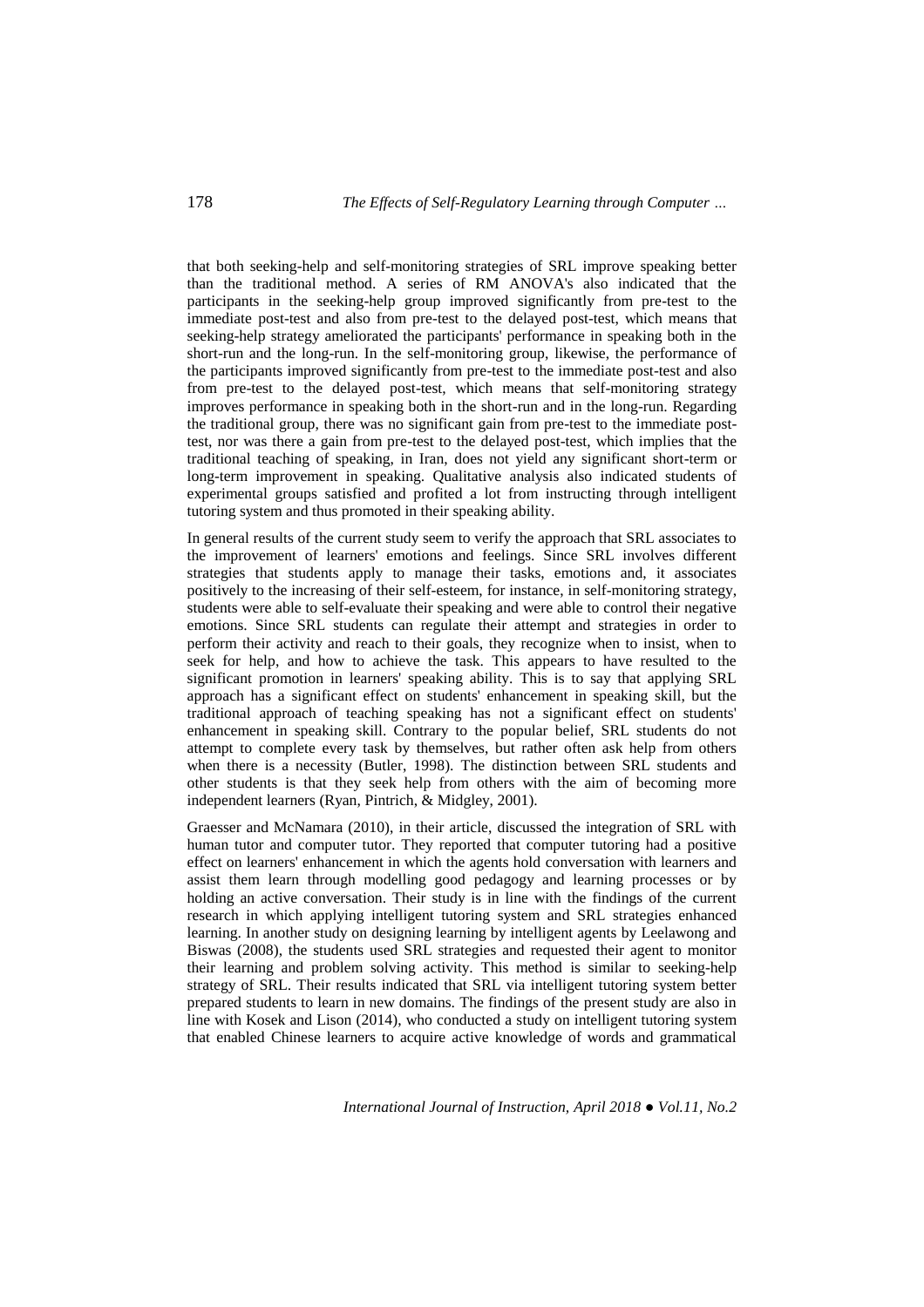that both seeking-help and self-monitoring strategies of SRL improve speaking better than the traditional method. A series of RM ANOVA's also indicated that the participants in the seeking-help group improved significantly from pre-test to the immediate post-test and also from pre-test to the delayed post-test, which means that seeking-help strategy ameliorated the participants' performance in speaking both in the short-run and the long-run. In the self-monitoring group, likewise, the performance of the participants improved significantly from pre-test to the immediate post-test and also from pre-test to the delayed post-test, which means that self-monitoring strategy improves performance in speaking both in the short-run and in the long-run. Regarding the traditional group, there was no significant gain from pre-test to the immediate post-test, nor was there a gain from pre-test to the delayed post-test, which implies that the traditional teaching of speaking, in Iran, does not yield any significant short-term or long-term improvement in speaking. Qualitative analysis also indicated students of experimental groups satisfied and profited a lot from instructing through intelligent tutoring system and thus promoted in their speaking ability.

In general results of the current study seem to verify the approach that SRL associates to the improvement of learners' emotions and feelings. Since SRL involves different strategies that students apply to manage their tasks, emotions and, it associates positively to the increasing of their self-esteem, for instance, in self-monitoring strategy, students were able to self-evaluate their speaking and were able to control their negative emotions. Since SRL students can regulate their attempt and strategies in order to perform their activity and reach to their goals, they recognize when to insist, when to seek for help, and how to achieve the task. This appears to have resulted to the significant promotion in learners' speaking ability. This is to say that applying SRL approach has a significant effect on students' enhancement in speaking skill, but the traditional approach of teaching speaking has not a significant effect on students' enhancement in speaking skill. Contrary to the popular belief, SRL students do not attempt to complete every task by themselves, but rather often ask help from others when there is a necessity (Butler, 1998). The distinction between SRL students and other students is that they seek help from others with the aim of becoming more independent learners (Ryan, Pintrich, & Midgley, 2001).

Graesser and McNamara (2010), in their article, discussed the integration of SRL with human tutor and computer tutor. They reported that computer tutoring had a positive effect on learners' enhancement in which the agents hold conversation with learners and assist them learn through modelling good pedagogy and learning processes or by holding an active conversation. Their study is in line with the findings of the current research in which applying intelligent tutoring system and SRL strategies enhanced learning. In another study on designing learning by intelligent agents by Leelawong and Biswas (2008), the students used SRL strategies and requested their agent to monitor their learning and problem solving activity. This method is similar to seeking-help strategy of SRL. Their results indicated that SRL via intelligent tutoring system better prepared students to learn in new domains. The findings of the present study are also in line with Kosek and Lison (2014), who conducted a study on intelligent tutoring system that enabled Chinese learners to acquire active knowledge of words and grammatical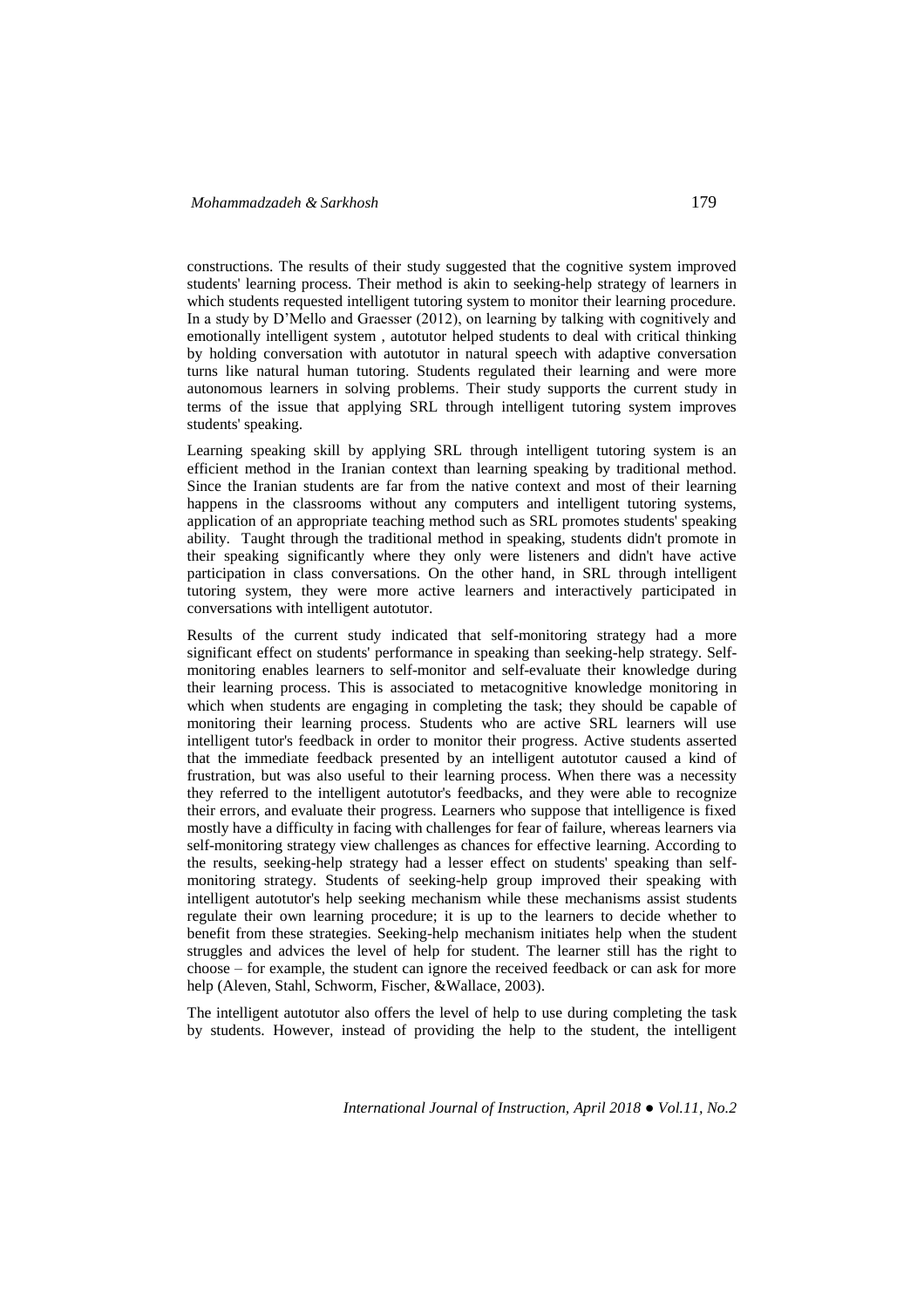constructions. The results of their study suggested that the cognitive system improved students' learning process. Their method is akin to seeking-help strategy of learners in which students requested intelligent tutoring system to monitor their learning procedure. In a study by D'Mello and Graesser (2012), on learning by talking with cognitively and emotionally intelligent system , autotutor helped students to deal with critical thinking by holding conversation with autotutor in natural speech with adaptive conversation turns like natural human tutoring. Students regulated their learning and were more autonomous learners in solving problems. Their study supports the current study in terms of the issue that applying SRL through intelligent tutoring system improves students' speaking.

Learning speaking skill by applying SRL through intelligent tutoring system is an efficient method in the Iranian context than learning speaking by traditional method. Since the Iranian students are far from the native context and most of their learning happens in the classrooms without any computers and intelligent tutoring systems, application of an appropriate teaching method such as SRL promotes students' speaking ability. Taught through the traditional method in speaking, students didn't promote in their speaking significantly where they only were listeners and didn't have active participation in class conversations. On the other hand, in SRL through intelligent tutoring system, they were more active learners and interactively participated in conversations with intelligent autotutor.

Results of the current study indicated that self-monitoring strategy had a more significant effect on students' performance in speaking than seeking-help strategy. Self-monitoring enables learners to self-monitor and self-evaluate their knowledge during their learning process. This is associated to metacognitive knowledge monitoring in which when students are engaging in completing the task; they should be capable of monitoring their learning process. Students who are active SRL learners will use intelligent tutor's feedback in order to monitor their progress. Active students asserted that the immediate feedback presented by an intelligent autotutor caused a kind of frustration, but was also useful to their learning process. When there was a necessity they referred to the intelligent autotutor's feedbacks, and they were able to recognize their errors, and evaluate their progress. Learners who suppose that intelligence is fixed mostly have a difficulty in facing with challenges for fear of failure, whereas learners via self-monitoring strategy view challenges as chances for effective learning. According to the results, seeking-help strategy had a lesser effect on students' speaking than self-monitoring strategy. Students of seeking-help group improved their speaking with intelligent autotutor's help seeking mechanism while these mechanisms assist students regulate their own learning procedure; it is up to the learners to decide whether to benefit from these strategies. Seeking-help mechanism initiates help when the student struggles and advices the level of help for student. The learner still has the right to choose – for example, the student can ignore the received feedback or can ask for more help (Aleven, Stahl, Schworm, Fischer, &Wallace, 2003).

The intelligent autotutor also offers the level of help to use during completing the task by students. However, instead of providing the help to the student, the intelligent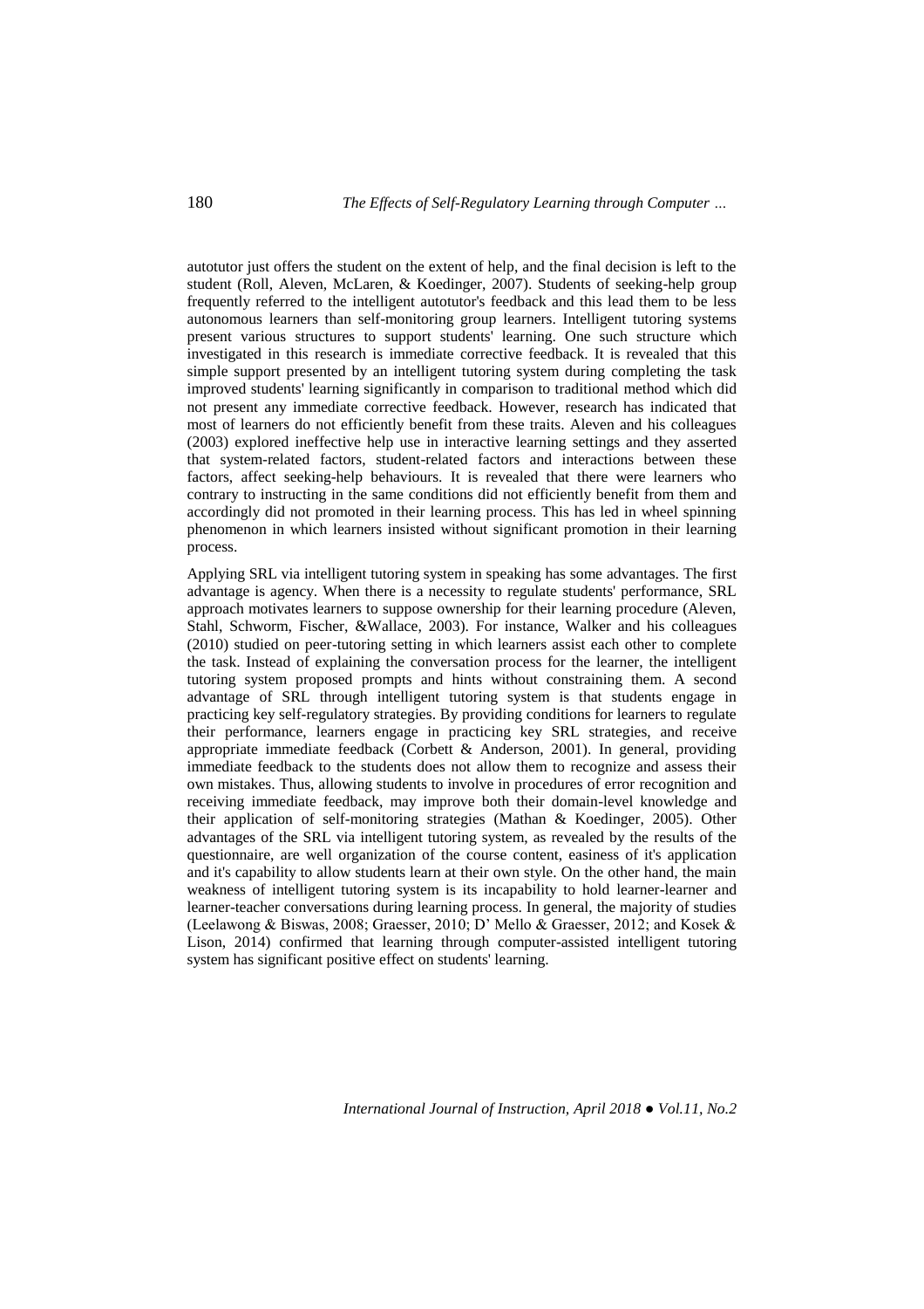autotutor just offers the student on the extent of help, and the final decision is left to the student (Roll, Aleven, McLaren, & Koedinger, 2007). Students of seeking-help group frequently referred to the intelligent autotutor's feedback and this lead them to be less autonomous learners than self-monitoring group learners. Intelligent tutoring systems present various structures to support students' learning. One such structure which investigated in this research is immediate corrective feedback. It is revealed that this simple support presented by an intelligent tutoring system during completing the task improved students' learning significantly in comparison to traditional method which did not present any immediate corrective feedback. However, research has indicated that most of learners do not efficiently benefit from these traits. Aleven and his colleagues (2003) explored ineffective help use in interactive learning settings and they asserted that system-related factors, student-related factors and interactions between these factors, affect seeking-help behaviours. It is revealed that there were learners who contrary to instructing in the same conditions did not efficiently benefit from them and accordingly did not promoted in their learning process. This has led in wheel spinning phenomenon in which learners insisted without significant promotion in their learning process.

Applying SRL via intelligent tutoring system in speaking has some advantages. The first advantage is agency. When there is a necessity to regulate students' performance, SRL approach motivates learners to suppose ownership for their learning procedure (Aleven, Stahl, Schworm, Fischer, &Wallace, 2003). For instance, Walker and his colleagues (2010) studied on peer-tutoring setting in which learners assist each other to complete the task. Instead of explaining the conversation process for the learner, the intelligent tutoring system proposed prompts and hints without constraining them. A second advantage of SRL through intelligent tutoring system is that students engage in practicing key self-regulatory strategies. By providing conditions for learners to regulate their performance, learners engage in practicing key SRL strategies, and receive appropriate immediate feedback (Corbett & Anderson, 2001). In general, providing immediate feedback to the students does not allow them to recognize and assess their own mistakes. Thus, allowing students to involve in procedures of error recognition and receiving immediate feedback, may improve both their domain-level knowledge and their application of self-monitoring strategies (Mathan & Koedinger, 2005). Other advantages of the SRL via intelligent tutoring system, as revealed by the results of the questionnaire, are well organization of the course content, easiness of it's application and it's capability to allow students learn at their own style. On the other hand, the main weakness of intelligent tutoring system is its incapability to hold learner-learner and learner-teacher conversations during learning process. In general, the majority of studies (Leelawong & Biswas, 2008; Graesser, 2010; D' Mello & Graesser, 2012; and Kosek & Lison, 2014) confirmed that learning through computer-assisted intelligent tutoring system has significant positive effect on students' learning.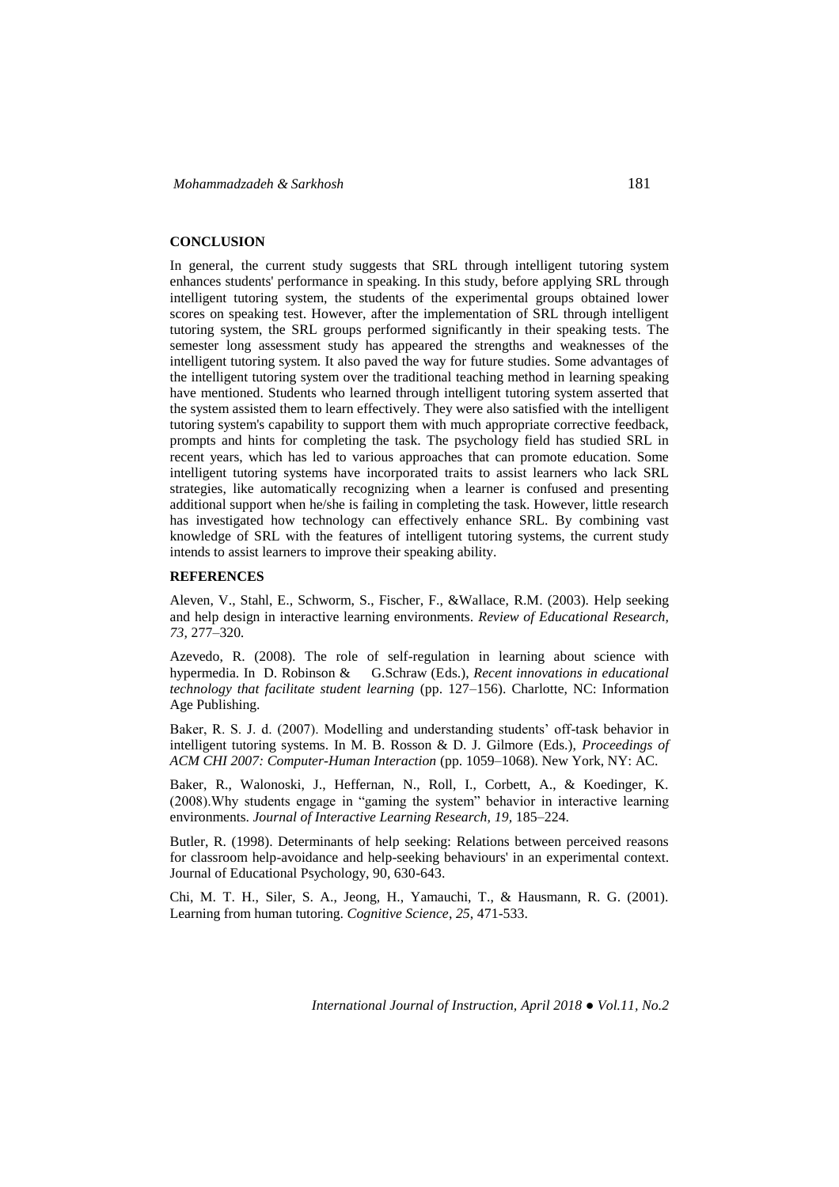## CONCLUSION

In general, the current study suggests that SRL through intelligent tutoring system enhances students' performance in speaking. In this study, before applying SRL through intelligent tutoring system, the students of the experimental groups obtained lower scores on speaking test. However, after the implementation of SRL through intelligent tutoring system, the SRL groups performed significantly in their speaking tests. The semester long assessment study has appeared the strengths and weaknesses of the intelligent tutoring system. It also paved the way for future studies. Some advantages of the intelligent tutoring system over the traditional teaching method in learning speaking have mentioned. Students who learned through intelligent tutoring system asserted that the system assisted them to learn effectively. They were also satisfied with the intelligent tutoring system's capability to support them with much appropriate corrective feedback, prompts and hints for completing the task. The psychology field has studied SRL in recent years, which has led to various approaches that can promote education. Some intelligent tutoring systems have incorporated traits to assist learners who lack SRL strategies, like automatically recognizing when a learner is confused and presenting additional support when he/she is failing in completing the task. However, little research has investigated how technology can effectively enhance SRL. By combining vast knowledge of SRL with the features of intelligent tutoring systems, the current study intends to assist learners to improve their speaking ability.

## REFERENCES

Aleven, V., Stahl, E., Schworm, S., Fischer, F., &Wallace, R.M. (2003). Help seeking and help design in interactive learning environments. *Review of Educational Research, 73,* 277–320.

Azevedo, R. (2008). The role of self-regulation in learning about science with hypermedia. In D. Robinson & G.Schraw (Eds.), *Recent innovations in educational technology that facilitate student learning* (pp. 127–156). Charlotte, NC: Information Age Publishing.

Baker, R. S. J. d. (2007). Modelling and understanding students' off-task behavior in intelligent tutoring systems. In M. B. Rosson & D. J. Gilmore (Eds.), *Proceedings of ACM CHI 2007: Computer-Human Interaction* (pp. 1059–1068). New York, NY: AC.

Baker, R., Walonoski, J., Heffernan, N., Roll, I., Corbett, A., & Koedinger, K. (2008).Why students engage in "gaming the system" behavior in interactive learning environments. *Journal of Interactive Learning Research, 19,* 185–224.

Butler, R. (1998). Determinants of help seeking: Relations between perceived reasons for classroom help-avoidance and help-seeking behaviours' in an experimental context. Journal of Educational Psychology, 90, 630-643.

Chi, M. T. H., Siler, S. A., Jeong, H., Yamauchi, T., & Hausmann, R. G. (2001). Learning from human tutoring. *Cognitive Science*, *25*, 471-533.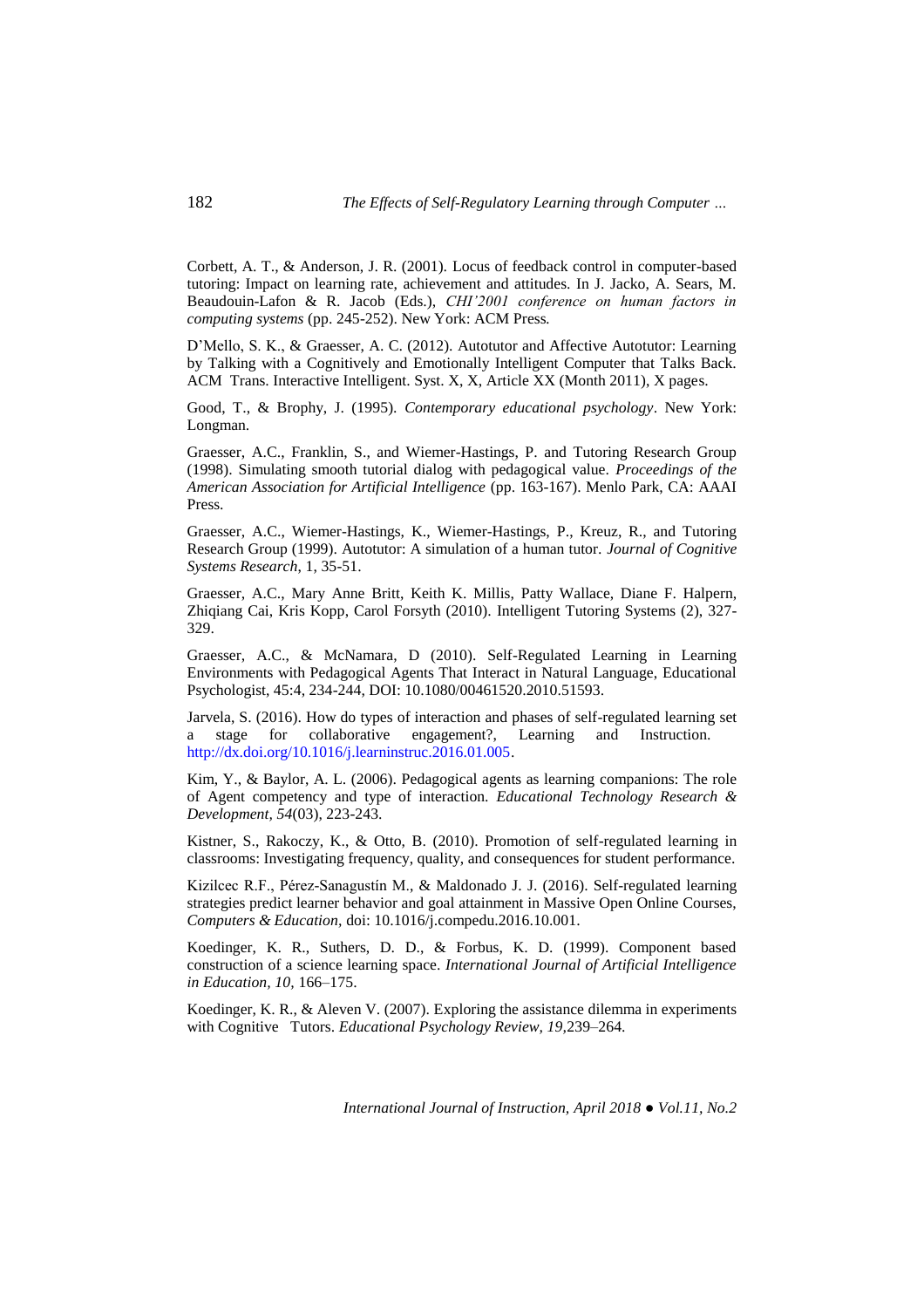Corbett, A. T., & Anderson, J. R. (2001). Locus of feedback control in computer-based tutoring: Impact on learning rate, achievement and attitudes. In J. Jacko, A. Sears, M. Beaudouin-Lafon & R. Jacob (Eds.), *CHI'2001 conference on human factors in computing systems* (pp. 245-252). New York: ACM Press.

D'Mello, S. K., & Graesser, A. C. (2012). Autotutor and Affective Autotutor: Learning by Talking with a Cognitively and Emotionally Intelligent Computer that Talks Back. ACM Trans. Interactive Intelligent. Syst. X, X, Article XX (Month 2011), X pages.

Good, T., & Brophy, J. (1995). *Contemporary educational psychology*. New York: Longman.

Graesser, A.C., Franklin, S., and Wiemer-Hastings, P. and Tutoring Research Group (1998). Simulating smooth tutorial dialog with pedagogical value. *Proceedings of the American Association for Artificial Intelligence* (pp. 163-167). Menlo Park, CA: AAAI Press.

Graesser, A.C., Wiemer-Hastings, K., Wiemer-Hastings, P., Kreuz, R., and Tutoring Research Group (1999). Autotutor: A simulation of a human tutor. *Journal of Cognitive Systems Research*, 1, 35-51.

Graesser, A.C., Mary Anne Britt, Keith K. Millis, Patty Wallace, Diane F. Halpern, Zhiqiang Cai, Kris Kopp, Carol Forsyth (2010). Intelligent Tutoring Systems (2), 327-329.

Graesser, A.C., & McNamara, D (2010). Self-Regulated Learning in Learning Environments with Pedagogical Agents That Interact in Natural Language, Educational Psychologist, 45:4, 234-244, DOI: 10.1080/00461520.2010.51593.

Jarvela, S. (2016). How do types of interaction and phases of self-regulated learning set a stage for collaborative engagement?, Learning and Instruction. http://dx.doi.org/10.1016/j.learninstruc.2016.01.005.

Kim, Y., & Baylor, A. L. (2006). Pedagogical agents as learning companions: The role of Agent competency and type of interaction. *Educational Technology Research & Development, 54*(03), 223-243.

Kistner, S., Rakoczy, K., & Otto, B. (2010). Promotion of self-regulated learning in classrooms: Investigating frequency, quality, and consequences for student performance.

Kizilcec R.F., Pérez-Sanagustín M., & Maldonado J. J. (2016). Self-regulated learning strategies predict learner behavior and goal attainment in Massive Open Online Courses, *Computers & Education*, doi: 10.1016/j.compedu.2016.10.001.

Koedinger, K. R., Suthers, D. D., & Forbus, K. D. (1999). Component based construction of a science learning space. *International Journal of Artificial Intelligence in Education, 10*, 166–175.

Koedinger, K. R., & Aleven V. (2007). Exploring the assistance dilemma in experiments with Cognitive Tutors. *Educational Psychology Review, 19*,239–264.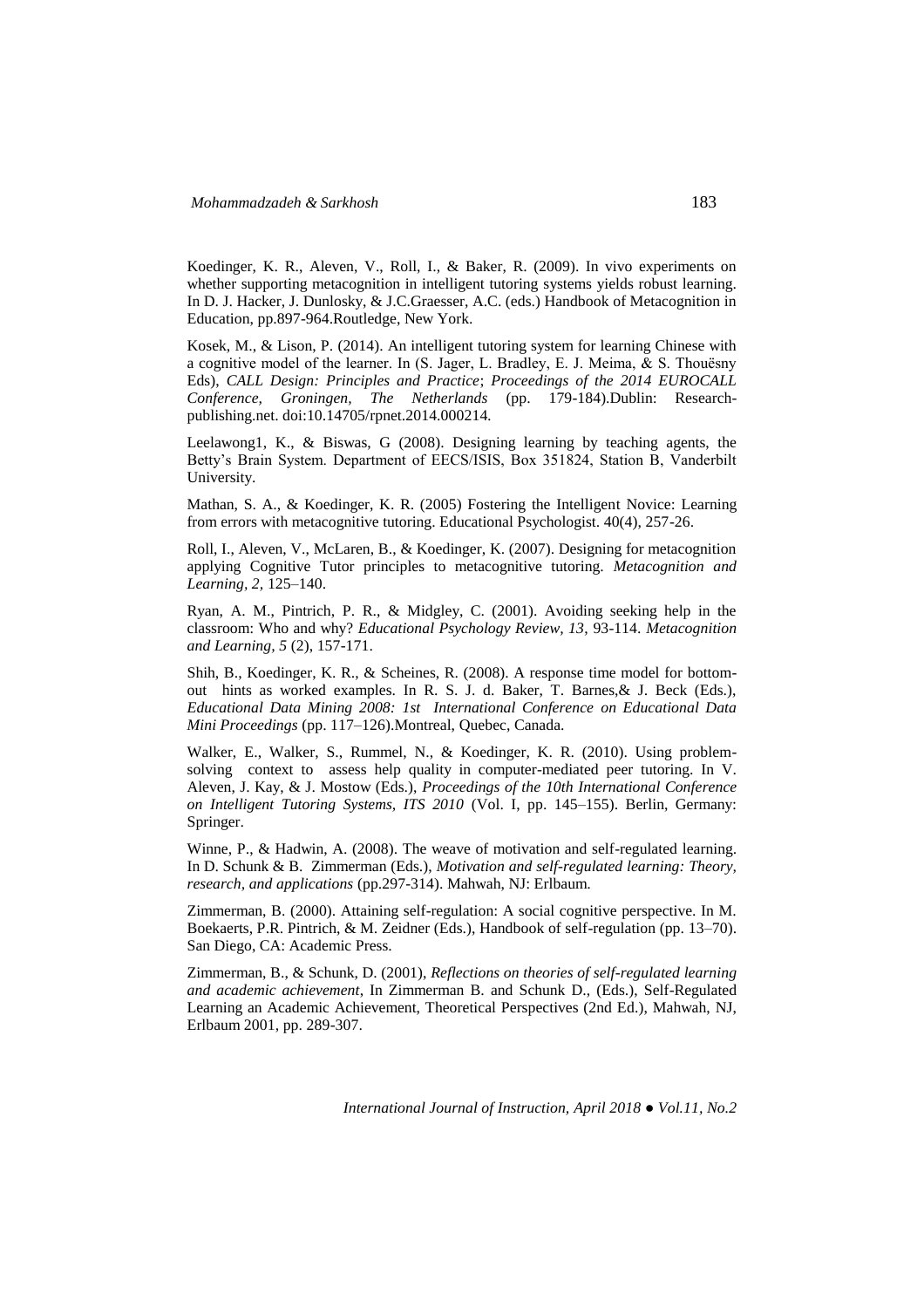Koedinger, K. R., Aleven, V., Roll, I., & Baker, R. (2009). In vivo experiments on whether supporting metacognition in intelligent tutoring systems yields robust learning. In D. J. Hacker, J. Dunlosky, & J.C.Graesser, A.C. (eds.) Handbook of Metacognition in Education, pp.897-964.Routledge, New York.

Kosek, M., & Lison, P. (2014). An intelligent tutoring system for learning Chinese with a cognitive model of the learner. In (S. Jager, L. Bradley, E. J. Meima, & S. Thouësny Eds), *CALL Design: Principles and Practice*; *Proceedings of the 2014 EUROCALL Conference, Groningen, The Netherlands* (pp. 179-184).Dublin: Research-publishing.net. doi:10.14705/rpnet.2014.000214.

Leelawong1, K., & Biswas, G (2008). Designing learning by teaching agents, the Betty's Brain System. Department of EECS/ISIS, Box 351824, Station B, Vanderbilt University.

Mathan, S. A., & Koedinger, K. R. (2005) Fostering the Intelligent Novice: Learning from errors with metacognitive tutoring. Educational Psychologist. 40(4), 257-26.

Roll, I., Aleven, V., McLaren, B., & Koedinger, K. (2007). Designing for metacognition applying Cognitive Tutor principles to metacognitive tutoring. *Metacognition and Learning, 2,* 125–140.

Ryan, A. M., Pintrich, P. R., & Midgley, C. (2001). Avoiding seeking help in the classroom: Who and why? *Educational Psychology Review, 13*, 93-114. *Metacognition and Learning, 5* (2), 157-171.

Shih, B., Koedinger, K. R., & Scheines, R. (2008). A response time model for bottom-out hints as worked examples. In R. S. J. d. Baker, T. Barnes,& J. Beck (Eds.), *Educational Data Mining 2008: 1st International Conference on Educational Data Mini Proceedings* (pp. 117–126).Montreal, Quebec, Canada.

Walker, E., Walker, S., Rummel, N., & Koedinger, K. R. (2010). Using problem-solving context to assess help quality in computer-mediated peer tutoring. In V. Aleven, J. Kay, & J. Mostow (Eds.), *Proceedings of the 10th International Conference on Intelligent Tutoring Systems, ITS 2010* (Vol. I, pp. 145–155). Berlin, Germany: Springer.

Winne, P., & Hadwin, A. (2008). The weave of motivation and self-regulated learning. In D. Schunk & B. Zimmerman (Eds.), *Motivation and self-regulated learning: Theory, research, and applications* (pp.297-314). Mahwah, NJ: Erlbaum.

Zimmerman, B. (2000). Attaining self-regulation: A social cognitive perspective. In M. Boekaerts, P.R. Pintrich, & M. Zeidner (Eds.), Handbook of self-regulation (pp. 13–70). San Diego, CA: Academic Press.

Zimmerman, B., & Schunk, D. (2001), *Reflections on theories of self-regulated learning and academic achievement*, In Zimmerman B. and Schunk D., (Eds.), Self-Regulated Learning an Academic Achievement, Theoretical Perspectives (2nd Ed.), Mahwah, NJ, Erlbaum 2001, pp. 289-307.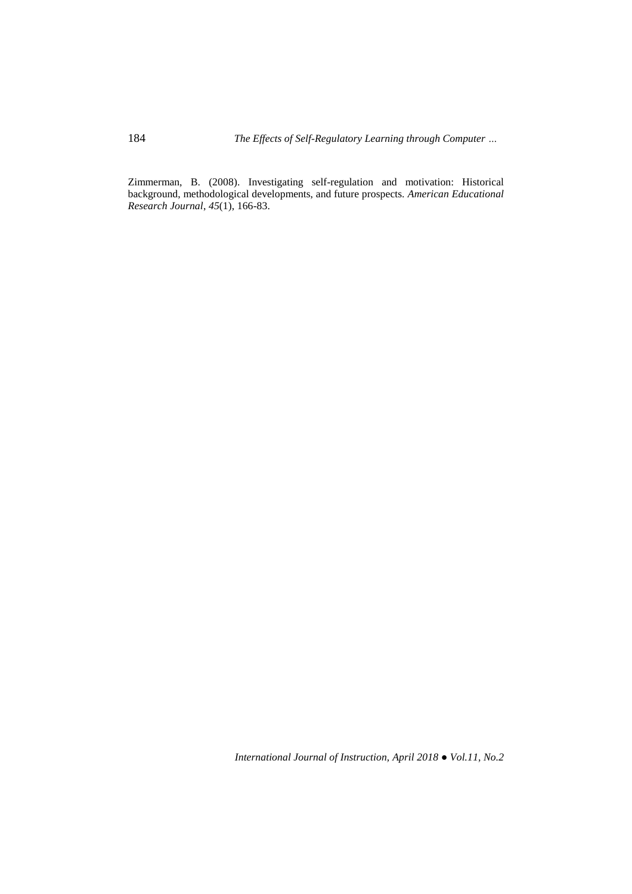Zimmerman, B. (2008). Investigating self-regulation and motivation: Historical background, methodological developments, and future prospects. *American Educational Research Journal*, *45*(1), 166-83.